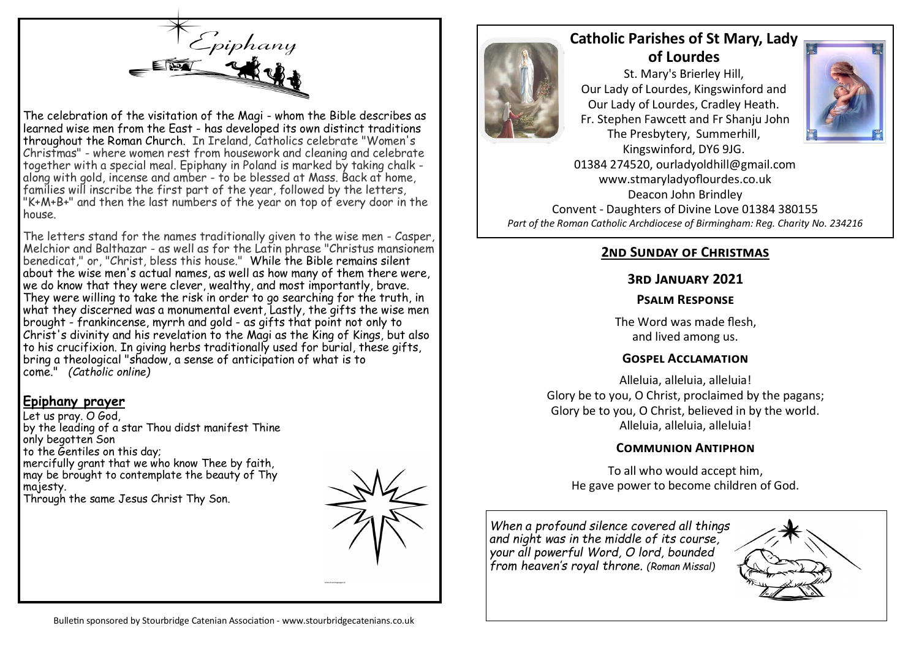# Epiphany

The celebration of the visitation of the Magi - whom the Bible describes as learned wise men from the East - has developed its own distinct traditions throughout the Roman Church. In Ireland, Catholics celebrate "Women's Christmas" - where women rest from housework and cleaning and celebrate together with a special meal. Epiphany in Poland is marked by taking chalk - along with gold, incense and amber - to be blessed at Mass. Back at home, families will inscribe the first part of the year, followed by the letters, "K+M+B+" and then the last numbers of the year on top of every door in the house.

The letters stand for the names traditionally given to the wise men - Casper, Melchior and Balthazar - as well as for the Latin phrase "Christus mansionem benedicat," or, "Christ, bless this house." While the Bible remains silent about the wise men's actual names, as well as how many of them there were, we do know that they were clever, wealthy, and most importantly, brave. They were willing to take the risk in order to go searching for the truth, in what they discerned was a monumental event, Lastly, the gifts the wise men brought - frankincense, myrrh and gold - as gifts that point not only to Christ's divinity and his revelation to the Magi as the King of Kings, but also to his crucifixion. In giving herbs traditionally used for burial, these gifts, bring a theological "shadow, a sense of anticipation of what is to come." *(Catholic online)*

## Epiphany prayer

Let us pray. O God,
by the leading of a star Thou didst manifest Thine only begotten Son
to the Gentiles on this day;
mercifully grant that we who know Thee by faith, may be brought to contemplate the beauty of Thy majesty.
Through the same Jesus Christ Thy Son.

# Catholic Parishes of St Mary, Lady of Lourdes

St. Mary's Brierley Hill,
Our Lady of Lourdes, Kingswinford and
Our Lady of Lourdes, Cradley Heath.
Fr. Stephen Fawcett and Fr Shanju John
The Presbytery, Summerhill,
Kingswinford, DY6 9JG.
01384 274520, ourladyoldhill@gmail.com
www.stmaryladyoflourdes.co.uk
Deacon John Brindley
Convent - Daughters of Divine Love 01384 380155
*Part of the Roman Catholic Archdiocese of Birmingham: Reg. Charity No. 234216*

## 2nd Sunday of Christmas

### 3rd January 2021

### Psalm Response

The Word was made flesh,
and lived among us.

### Gospel Acclamation

Alleluia, alleluia, alleluia!
Glory be to you, O Christ, proclaimed by the pagans;
Glory be to you, O Christ, believed in by the world.
Alleluia, alleluia, alleluia!

### Communion Antiphon

To all who would accept him,
He gave power to become children of God.

*When a profound silence covered all things and night was in the middle of its course, your all powerful Word, O lord, bounded from heaven's royal throne. (Roman Missal)*

Bulletin sponsored by Stourbridge Catenian Association - www.stourbridgecatenians.co.uk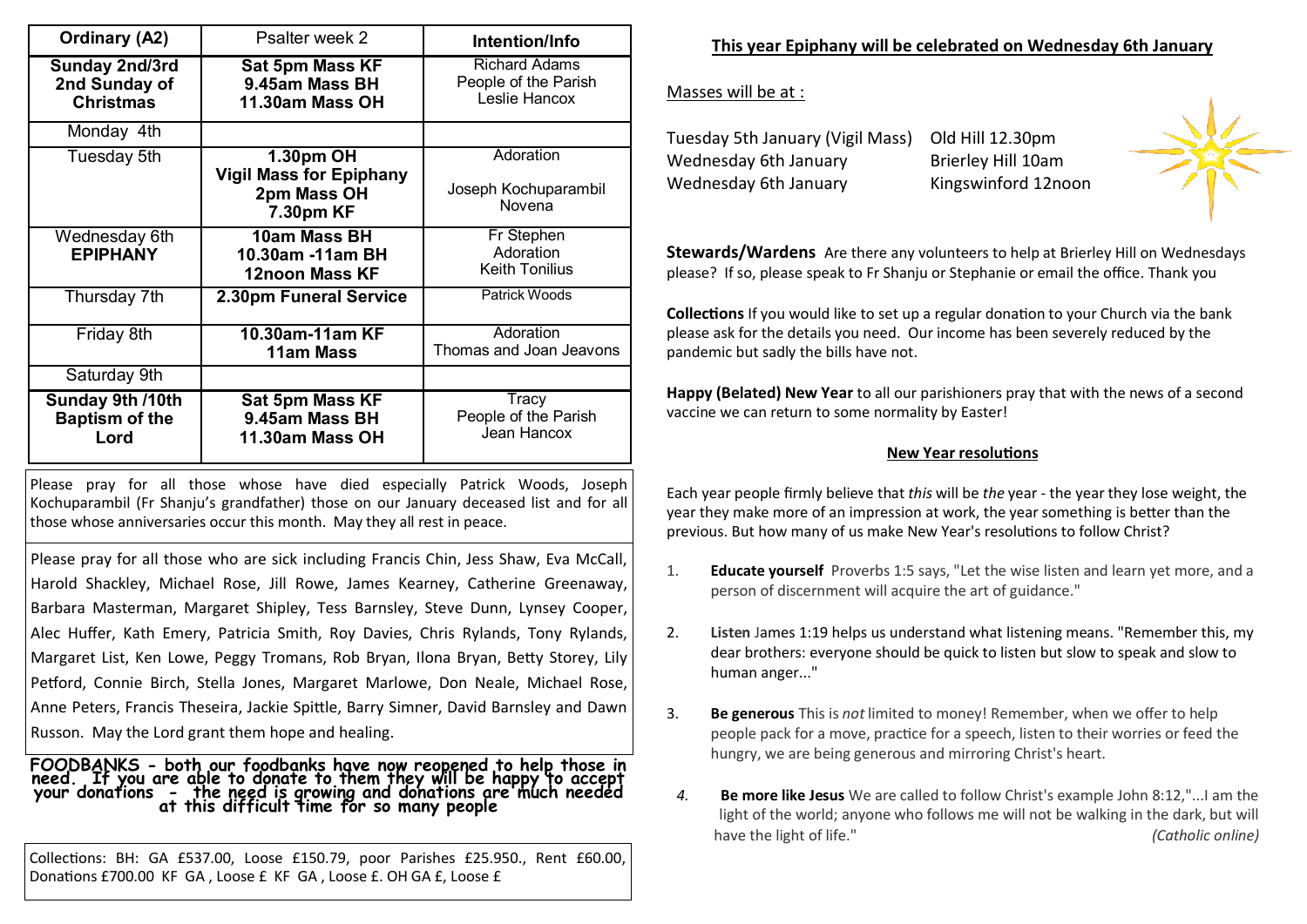| Ordinary (A2) | Psalter week 2 | Intention/Info |
|---|---|---|
| **Sunday 2nd/3rd 2nd Sunday of Christmas** | **Sat 5pm Mass KF 9.45am Mass BH 11.30am Mass OH** | Richard Adams People of the Parish Leslie Hancox |
| Monday 4th | | |
| Tuesday 5th | **1.30pm OH Vigil Mass for Epiphany 2pm Mass OH 7.30pm KF** | Adoration Joseph Kochuparambil Novena |
| Wednesday 6th **EPIPHANY** | **10am Mass BH 10.30am -11am BH 12noon Mass KF** | Fr Stephen Adoration Keith Tonilius |
| Thursday 7th | **2.30pm Funeral Service** | Patrick Woods |
| Friday 8th | **10.30am-11am KF 11am Mass** | Adoration Thomas and Joan Jeavons |
| Saturday 9th | | |
| **Sunday 9th /10th Baptism of the Lord** | **Sat 5pm Mass KF 9.45am Mass BH 11.30am Mass OH** | Tracy People of the Parish Jean Hancox |

Please pray for all those whose have died especially Patrick Woods, Joseph Kochuparambil (Fr Shanju's grandfather) those on our January deceased list and for all those whose anniversaries occur this month. May they all rest in peace.

Please pray for all those who are sick including Francis Chin, Jess Shaw, Eva McCall, Harold Shackley, Michael Rose, Jill Rowe, James Kearney, Catherine Greenaway, Barbara Masterman, Margaret Shipley, Tess Barnsley, Steve Dunn, Lynsey Cooper, Alec Huffer, Kath Emery, Patricia Smith, Roy Davies, Chris Rylands, Tony Rylands, Margaret List, Ken Lowe, Peggy Tromans, Rob Bryan, Ilona Bryan, Betty Storey, Lily Petford, Connie Birch, Stella Jones, Margaret Marlowe, Don Neale, Michael Rose, Anne Peters, Francis Theseira, Jackie Spittle, Barry Simner, David Barnsley and Dawn Russon. May the Lord grant them hope and healing.

**FOODBANKS - both our foodbanks have now reopened to help those in need. If you are able to donate to them they will be happy to accept your donations - the need is growing and donations are much needed at this difficult time for so many people**

Collections: BH: GA £537.00, Loose £150.79, poor Parishes £25.950., Rent £60.00, Donations £700.00 KF GA , Loose £ KF GA , Loose £. OH GA £, Loose £

## This year Epiphany will be celebrated on Wednesday 6th January

Masses will be at :

Tuesday 5th January (Vigil Mass) Old Hill 12.30pm
Wednesday 6th January Brierley Hill 10am
Wednesday 6th January Kingswinford 12noon

**Stewards/Wardens** Are there any volunteers to help at Brierley Hill on Wednesdays please? If so, please speak to Fr Shanju or Stephanie or email the office. Thank you

**Collections** If you would like to set up a regular donation to your Church via the bank please ask for the details you need. Our income has been severely reduced by the pandemic but sadly the bills have not.

**Happy (Belated) New Year** to all our parishioners pray that with the news of a second vaccine we can return to some normality by Easter!

### New Year resolutions

Each year people firmly believe that *this* will be *the* year - the year they lose weight, the year they make more of an impression at work, the year something is better than the previous. But how many of us make New Year's resolutions to follow Christ?

1. **Educate yourself** Proverbs 1:5 says, "Let the wise listen and learn yet more, and a person of discernment will acquire the art of guidance."
2. **Listen** James 1:19 helps us understand what listening means. "Remember this, my dear brothers: everyone should be quick to listen but slow to speak and slow to human anger..."
3. **Be generous** This is *not* limited to money! Remember, when we offer to help people pack for a move, practice for a speech, listen to their worries or feed the hungry, we are being generous and mirroring Christ's heart.
4. **Be more like Jesus** We are called to follow Christ's example John 8:12,"...I am the light of the world; anyone who follows me will not be walking in the dark, but will have the light of life." *(Catholic online)*